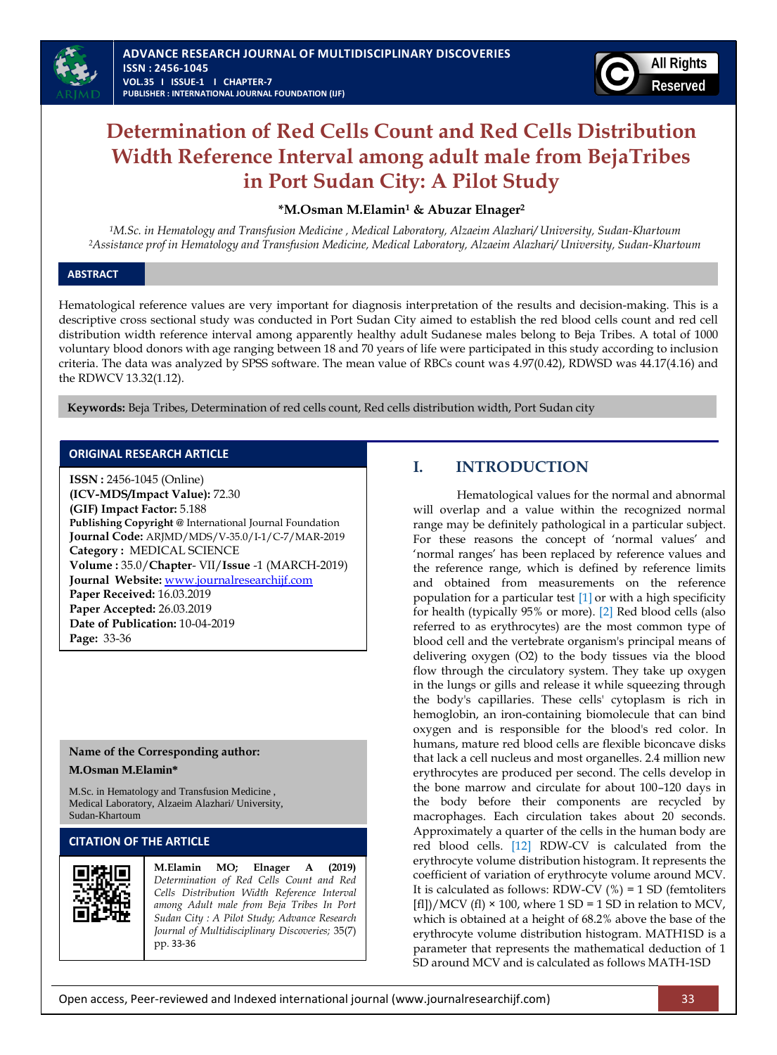# Determination of Red Cells Count and Red Cells Distribution Width Reference Interval among adult male from BejaTribes in Port Sudan City: A Pilot Study

**\*M.Osman M.Elamin[1] & Abuzar Elnager[2]**

*[1]M.Sc. in Hematology and Transfusion Medicine , Medical Laboratory, Alzaeim Alazhari/ University, Sudan-Khartoum*
*[2]Assistance prof in Hematology and Transfusion Medicine, Medical Laboratory, Alzaeim Alazhari/ University, Sudan-Khartoum*

## ABSTRACT

Hematological reference values are very important for diagnosis interpretation of the results and decision-making. This is a descriptive cross sectional study was conducted in Port Sudan City aimed to establish the red blood cells count and red cell distribution width reference interval among apparently healthy adult Sudanese males belong to Beja Tribes. A total of 1000 voluntary blood donors with age ranging between 18 and 70 years of life were participated in this study according to inclusion criteria. The data was analyzed by SPSS software. The mean value of RBCs count was 4.97(0.42), RDWSD was 44.17(4.16) and the RDWCV 13.32(1.12).

**Keywords:** Beja Tribes, Determination of red cells count, Red cells distribution width, Port Sudan city

## ORIGINAL RESEARCH ARTICLE

**ISSN :** 2456-1045 (Online)
**(ICV-MDS/Impact Value):** 72.30
**(GIF) Impact Factor:** 5.188
**Publishing Copyright @** International Journal Foundation
**Journal Code:** ARJMD/MDS/V-35.0/I-1/C-7/MAR-2019
**Category :** MEDICAL SCIENCE
**Volume :** 35.0/**Chapter**- VII/**Issue** -1 (MARCH-2019)
**Journal Website:** www.journalresearchijf.com
**Paper Received:** 16.03.2019
**Paper Accepted:** 26.03.2019
**Date of Publication:** 10-04-2019
**Page:** 33-36

**Name of the Corresponding author:**

**M.Osman M.Elamin\***

M.Sc. in Hematology and Transfusion Medicine , Medical Laboratory, Alzaeim Alazhari/ University, Sudan-Khartoum

## CITATION OF THE ARTICLE

**M.Elamin MO; Elnager A (2019)** *Determination of Red Cells Count and Red Cells Distribution Width Reference Interval among Adult male from Beja Tribes In Port Sudan City : A Pilot Study; Advance Research Journal of Multidisciplinary Discoveries;* 35(7) pp. 33-36

## I. INTRODUCTION

Hematological values for the normal and abnormal will overlap and a value within the recognized normal range may be definitely pathological in a particular subject. For these reasons the concept of 'normal values' and 'normal ranges' has been replaced by reference values and the reference range, which is defined by reference limits and obtained from measurements on the reference population for a particular test [1] or with a high specificity for health (typically 95% or more). [2] Red blood cells (also referred to as erythrocytes) are the most common type of blood cell and the vertebrate organism's principal means of delivering oxygen (O2) to the body tissues via the blood flow through the circulatory system. They take up oxygen in the lungs or gills and release it while squeezing through the body's capillaries. These cells' cytoplasm is rich in hemoglobin, an iron-containing biomolecule that can bind oxygen and is responsible for the blood's red color. In humans, mature red blood cells are flexible biconcave disks that lack a cell nucleus and most organelles. 2.4 million new erythrocytes are produced per second. The cells develop in the bone marrow and circulate for about 100–120 days in the body before their components are recycled by macrophages. Each circulation takes about 20 seconds. Approximately a quarter of the cells in the human body are red blood cells. [12] RDW-CV is calculated from the erythrocyte volume distribution histogram. It represents the coefficient of variation of erythrocyte volume around MCV. It is calculated as follows: RDW-CV (%) = 1 SD (femtoliters [fl])/MCV (fl) × 100, where 1 SD = 1 SD in relation to MCV, which is obtained at a height of 68.2% above the base of the erythrocyte volume distribution histogram. MATH1SD is a parameter that represents the mathematical deduction of 1 SD around MCV and is calculated as follows MATH-1SD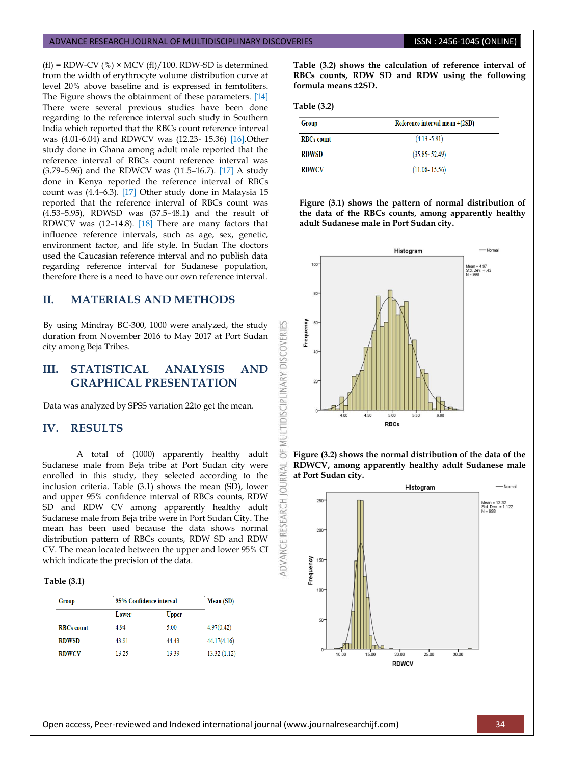(fl) = RDW-CV (%) × MCV (fl)/100. RDW-SD is determined from the width of erythrocyte volume distribution curve at level 20% above baseline and is expressed in femtoliters. The Figure shows the obtainment of these parameters. [14] There were several previous studies have been done regarding to the reference interval such study in Southern India which reported that the RBCs count reference interval was (4.01-6.04) and RDWCV was (12.23- 15.36) [16].Other study done in Ghana among adult male reported that the reference interval of RBCs count reference interval was (3.79–5.96) and the RDWCV was (11.5–16.7). [17] A study done in Kenya reported the reference interval of RBCs count was (4.4–6.3). [17] Other study done in Malaysia 15 reported that the RBCs count was (4.53–5.95), RDWSD was (37.5–48.1) and the result of RDWCV was (12–14.8). [18] There are many factors that influence reference intervals, such as age, sex, genetic, environment factor, and life style. In Sudan The doctors used the Caucasian reference interval and no publish data regarding reference interval for Sudanese population, therefore there is a need to have our own reference interval.

## II. MATERIALS AND METHODS

By using Mindray BC-300, 1000 were analyzed, the study duration from November 2016 to May 2017 at Port Sudan city among Beja Tribes.

## III. STATISTICAL ANALYSIS AND GRAPHICAL PRESENTATION

Data was analyzed by SPSS variation 22to get the mean.

## IV. RESULTS

A total of (1000) apparently healthy adult Sudanese male from Beja tribe at Port Sudan city were enrolled in this study, they selected according to the inclusion criteria. Table (3.1) shows the mean (SD), lower and upper 95% confidence interval of RBCs counts, RDW SD and RDW CV among apparently healthy adult Sudanese male from Beja tribe were in Port Sudan City. The mean has been used because the data shows normal distribution pattern of RBCs counts, RDW SD and RDW CV. The mean located between the upper and lower 95% CI which indicate the precision of the data.

**Table (3.1)**

| Group | 95% Confidence interval | | Mean (SD) |
|---|---|---|---|
| | Lower | Upper | |
| RBCs count | 4.94 | 5.00 | 4.97(0.42) |
| RDWSD | 43.91 | 44.43 | 44.17(4.16) |
| RDWCV | 13.25 | 13.39 | 13.32 (1.12) |

**Table (3.2) shows the calculation of reference interval of RBCs counts, RDW SD and RDW using the following formula means ±2SD.**

**Table (3.2)**

| Group | Reference interval mean ±(2SD) |
|---|---|
| RBCs count | (4.13 -5.81) |
| RDWSD | (35.85- 52.49) |
| RDWCV | (11.08- 15.56) |

**Figure (3.1) shows the pattern of normal distribution of the data of the RBCs counts, among apparently healthy adult Sudanese male in Port Sudan city.**

**Figure (3.2) shows the normal distribution of the data of the RDWCV, among apparently healthy adult Sudanese male at Port Sudan city.**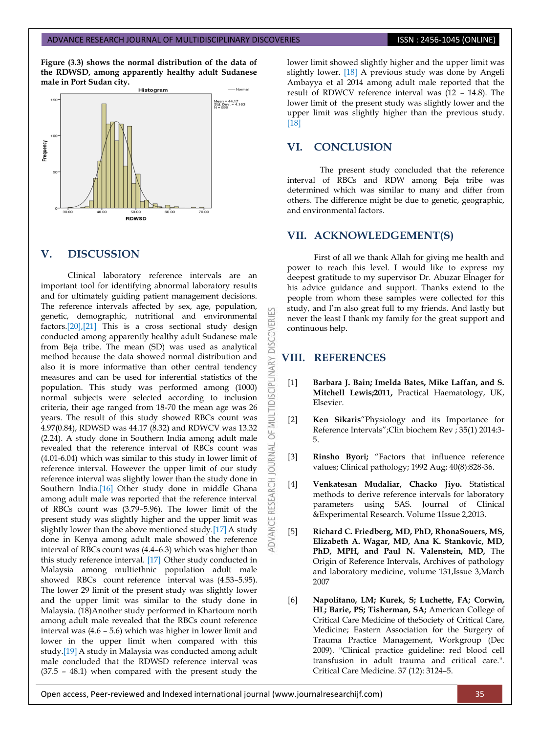**Figure (3.3) shows the normal distribution of the data of the RDWSD, among apparently healthy adult Sudanese male in Port Sudan city.**

## V. DISCUSSION

Clinical laboratory reference intervals are an important tool for identifying abnormal laboratory results and for ultimately guiding patient management decisions. The reference intervals affected by sex, age, population, genetic, demographic, nutritional and environmental factors.[20],[21] This is a cross sectional study design conducted among apparently healthy adult Sudanese male from Beja tribe. The mean (SD) was used as analytical method because the data showed normal distribution and also it is more informative than other central tendency measures and can be used for inferential statistics of the population. This study was performed among (1000) normal subjects were selected according to inclusion criteria, their age ranged from 18-70 the mean age was 26 years. The result of this study showed RBCs count was 4.97(0.84), RDWSD was 44.17 (8.32) and RDWCV was 13.32 (2.24). A study done in Southern India among adult male revealed that the reference interval of RBCs count was (4.01-6.04) which was similar to this study in lower limit of reference interval. However the upper limit of our study reference interval was slightly lower than the study done in Southern India.[16] Other study done in middle Ghana among adult male was reported that the reference interval of RBCs count was (3.79–5.96). The lower limit of the present study was slightly higher and the upper limit was slightly lower than the above mentioned study.[17] A study done in Kenya among adult male showed the reference interval of RBCs count was (4.4–6.3) which was higher than this study reference interval. [17] Other study conducted in Malaysia among multiethnic population adult male showed RBCs count reference interval was (4.53–5.95). The lower 29 limit of the present study was slightly lower and the upper limit was similar to the study done in Malaysia. (18)Another study performed in Khartoum north among adult male revealed that the RBCs count reference interval was (4.6 – 5.6) which was higher in lower limit and lower in the upper limit when compared with this study.[19] A study in Malaysia was conducted among adult male concluded that the RDWSD reference interval was (37.5 – 48.1) when compared with the present study the lower limit showed slightly higher and the upper limit was slightly lower. [18] A previous study was done by Angeli Ambayya et al 2014 among adult male reported that the result of RDWCV reference interval was (12 – 14.8). The lower limit of the present study was slightly lower and the upper limit was slightly higher than the previous study. [18]

## VI. CONCLUSION

The present study concluded that the reference interval of RBCs and RDW among Beja tribe was determined which was similar to many and differ from others. The difference might be due to genetic, geographic, and environmental factors.

## VII. ACKNOWLEDGEMENT(S)

First of all we thank Allah for giving me health and power to reach this level. I would like to express my deepest gratitude to my supervisor Dr. Abuzar Elnager for his advice guidance and support. Thanks extend to the people from whom these samples were collected for this study, and I'm also great full to my friends. And lastly but never the least I thank my family for the great support and continuous help.

## VIII. REFERENCES

[1] **Barbara J. Bain; Imelda Bates, Mike Laffan, and S. Mitchell Lewis;2011,** Practical Haematology, UK, Elsevier.

[2] **Ken Sikaris**"Physiology and its Importance for Reference Intervals";Clin biochem Rev ; 35(1) 2014:3-5.

[3] **Rinsho Byori;** "Factors that influence reference values; Clinical pathology; 1992 Aug; 40(8):828-36.

[4] **Venkatesan Mudaliar, Chacko Jiyo.** Statistical methods to derive reference intervals for laboratory parameters using SAS. Journal of Clinical &Experimental Research. Volume 1Issue 2,2013.

[5] **Richard C. Friedberg, MD, PhD, RhonaSouers, MS, Elizabeth A. Wagar, MD, Ana K. Stankovic, MD, PhD, MPH, and Paul N. Valenstein, MD,** The Origin of Reference Intervals, Archives of pathology and laboratory medicine, volume 131,Issue 3,March 2007

[6] **Napolitano, LM; Kurek, S; Luchette, FA; Corwin, HL; Barie, PS; Tisherman, SA;** American College of Critical Care Medicine of theSociety of Critical Care, Medicine; Eastern Association for the Surgery of Trauma Practice Management, Workgroup (Dec 2009). "Clinical practice guideline: red blood cell transfusion in adult trauma and critical care.". Critical Care Medicine. 37 (12): 3124–5.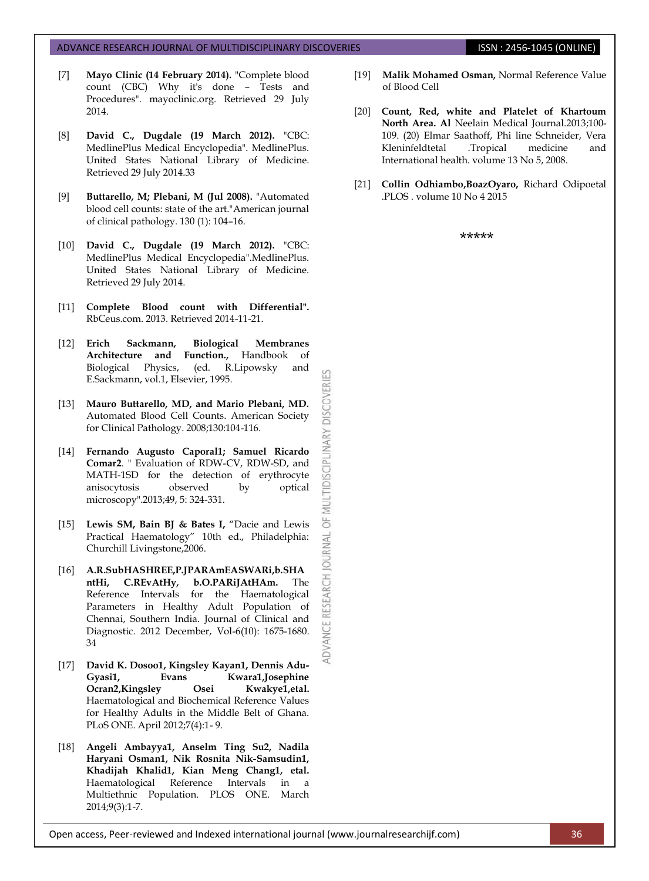[7] **Mayo Clinic (14 February 2014).** "Complete blood count (CBC) Why it's done – Tests and Procedures". mayoclinic.org. Retrieved 29 July 2014.

[8] **David C., Dugdale (19 March 2012).** "CBC: MedlinePlus Medical Encyclopedia". MedlinePlus. United States National Library of Medicine. Retrieved 29 July 2014.33

[9] **Buttarello, M; Plebani, M (Jul 2008).** "Automated blood cell counts: state of the art."American journal of clinical pathology. 130 (1): 104–16.

[10] **David C., Dugdale (19 March 2012).** "CBC: MedlinePlus Medical Encyclopedia".MedlinePlus. United States National Library of Medicine. Retrieved 29 July 2014.

[11] **Complete Blood count with Differential".** RbCeus.com. 2013. Retrieved 2014-11-21.

[12] **Erich Sackmann, Biological Membranes Architecture and Function.,** Handbook of Biological Physics, (ed. R.Lipowsky and E.Sackmann, vol.1, Elsevier, 1995.

[13] **Mauro Buttarello, MD, and Mario Plebani, MD.** Automated Blood Cell Counts. American Society for Clinical Pathology. 2008;130:104-116.

[14] **Fernando Augusto Caporal1; Samuel Ricardo Comar2**. " Evaluation of RDW-CV, RDW-SD, and MATH-1SD for the detection of erythrocyte anisocytosis observed by optical microscopy".2013;49, 5: 324-331.

[15] **Lewis SM, Bain BJ & Bates I,** "Dacie and Lewis Practical Haematology" 10th ed., Philadelphia: Churchill Livingstone,2006.

[16] **A.R.SubHASHREE,P.JPARAmEASWARi,b.SHAntHi, C.REvAtHy, b.O.PARiJAtHAm.** The Reference Intervals for the Haematological Parameters in Healthy Adult Population of Chennai, Southern India. Journal of Clinical and Diagnostic. 2012 December, Vol-6(10): 1675-1680. 34

[17] **David K. Dosoo1, Kingsley Kayan1, Dennis Adu-Gyasi1, Evans Kwara1,Josephine Ocran2,Kingsley Osei Kwakye1,etal.** Haematological and Biochemical Reference Values for Healthy Adults in the Middle Belt of Ghana. PLoS ONE. April 2012;7(4):1- 9.

[18] **Angeli Ambayya1, Anselm Ting Su2, Nadila Haryani Osman1, Nik Rosnita Nik-Samsudin1, Khadijah Khalid1, Kian Meng Chang1, etal.** Haematological Reference Intervals in a Multiethnic Population. PLOS ONE. March 2014;9(3):1-7.

[19] **Malik Mohamed Osman,** Normal Reference Value of Blood Cell

[20] **Count, Red, white and Platelet of Khartoum North Area. Al** Neelain Medical Journal.2013;100-109. (20) Elmar Saathoff, Phi line Schneider, Vera Kleninfeldtetal .Tropical medicine and International health. volume 13 No 5, 2008.

[21] **Collin Odhiambo,BoazOyaro,** Richard Odipoetal .PLOS . volume 10 No 4 2015

*****